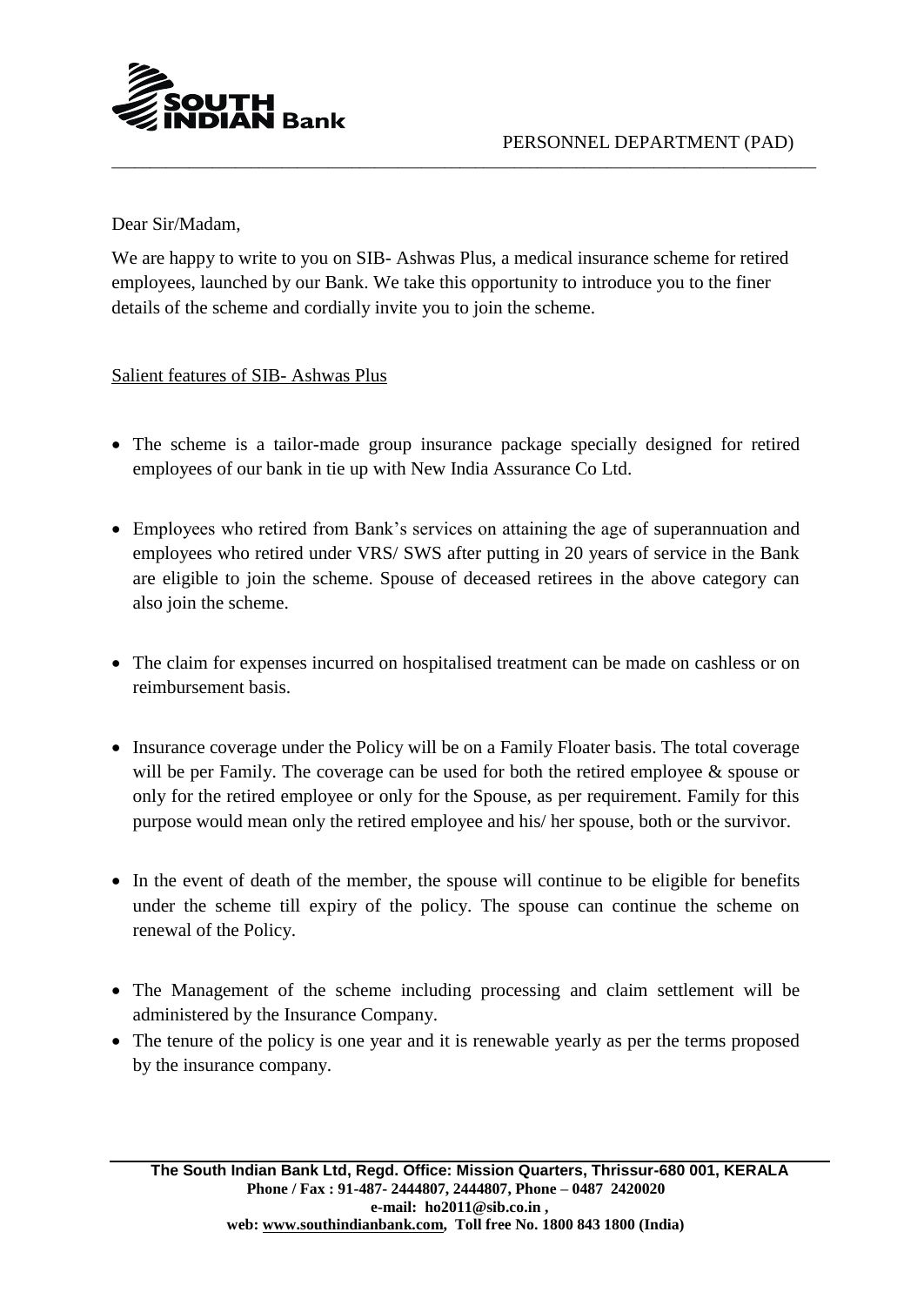PERSONNEL DEPARTMENT (PAD)

Dear Sir/Madam,

We are happy to write to you on SIB- Ashwas Plus, a medical insurance scheme for retired employees, launched by our Bank. We take this opportunity to introduce you to the finer details of the scheme and cordially invite you to join the scheme.

Salient features of SIB- Ashwas Plus

- The scheme is a tailor-made group insurance package specially designed for retired employees of our bank in tie up with New India Assurance Co Ltd.
- Employees who retired from Bank's services on attaining the age of superannuation and employees who retired under VRS/ SWS after putting in 20 years of service in the Bank are eligible to join the scheme. Spouse of deceased retirees in the above category can also join the scheme.
- The claim for expenses incurred on hospitalised treatment can be made on cashless or on reimbursement basis.
- Insurance coverage under the Policy will be on a Family Floater basis. The total coverage will be per Family. The coverage can be used for both the retired employee & spouse or only for the retired employee or only for the Spouse, as per requirement. Family for this purpose would mean only the retired employee and his/ her spouse, both or the survivor.
- In the event of death of the member, the spouse will continue to be eligible for benefits under the scheme till expiry of the policy. The spouse can continue the scheme on renewal of the Policy.
- The Management of the scheme including processing and claim settlement will be administered by the Insurance Company.
- The tenure of the policy is one year and it is renewable yearly as per the terms proposed by the insurance company.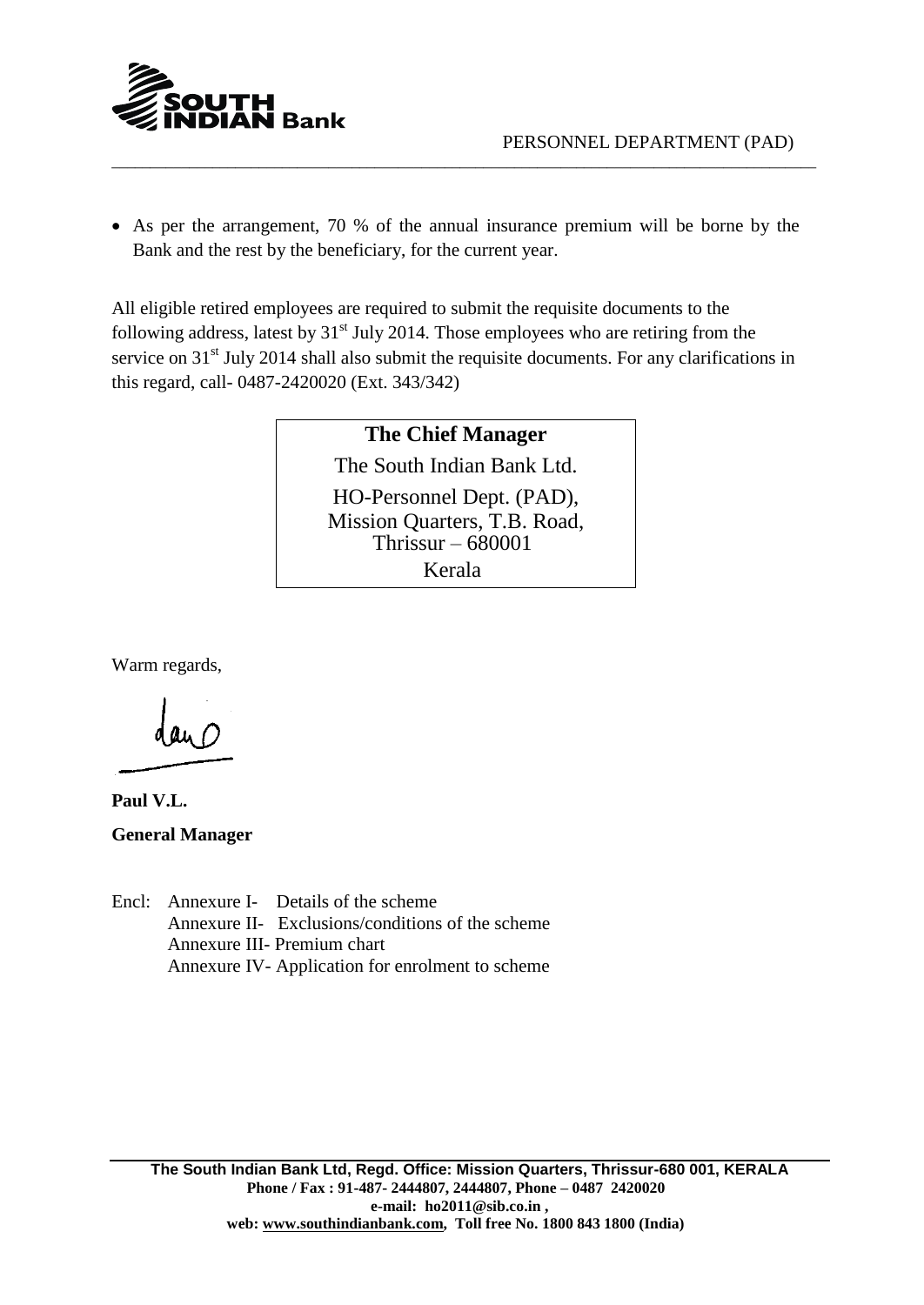- As per the arrangement, 70 % of the annual insurance premium will be borne by the Bank and the rest by the beneficiary, for the current year.

All eligible retired employees are required to submit the requisite documents to the following address, latest by 31st July 2014. Those employees who are retiring from the service on 31st July 2014 shall also submit the requisite documents. For any clarifications in this regard, call- 0487-2420020 (Ext. 343/342)

**The Chief Manager**
The South Indian Bank Ltd.
HO-Personnel Dept. (PAD),
Mission Quarters, T.B. Road,
Thrissur – 680001
Kerala

Warm regards,

**Paul V.L.**

**General Manager**

Encl: Annexure I- Details of the scheme
Annexure II- Exclusions/conditions of the scheme
Annexure III- Premium chart
Annexure IV- Application for enrolment to scheme